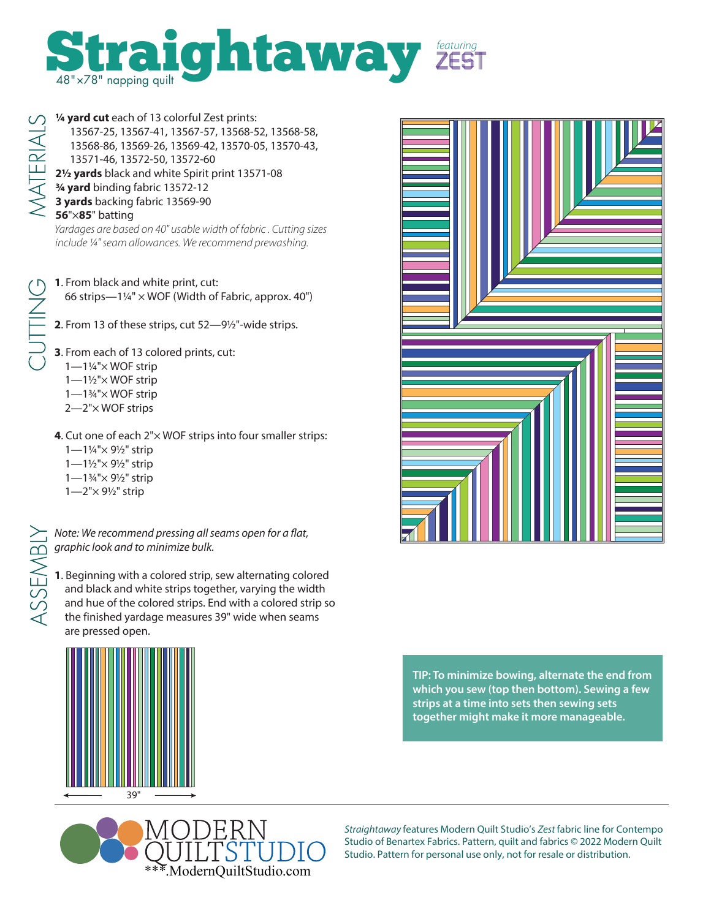# Straightaway

*featuring* ZEST

48"×78" napping quilt

## MATERIALS

**¼ yard cut** each of 13 colorful Zest prints:
13567-25, 13567-41, 13567-57, 13568-52, 13568-58, 13568-86, 13569-26, 13569-42, 13570-05, 13570-43, 13571-46, 13572-50, 13572-60

**2½ yards** black and white Spirit print 13571-08

**¾ yard** binding fabric 13572-12

**3 yards** backing fabric 13569-90

**56"×85"** batting

*Yardages are based on 40" usable width of fabric. Cutting sizes include ¼" seam allowances. We recommend prewashing.*

## CUTTING

**1**. From black and white print, cut:
66 strips—1¼" × WOF (Width of Fabric, approx. 40")

**2**. From 13 of these strips, cut 52—9½"-wide strips.

**3**. From each of 13 colored prints, cut:
- 1—1¼"× WOF strip
- 1—1½"× WOF strip
- 1—1¾"× WOF strip
- 2—2"× WOF strips

**4**. Cut one of each 2"× WOF strips into four smaller strips:
- 1—1¼"× 9½" strip
- 1—1½"× 9½" strip
- 1—1¾"× 9½" strip
- 1—2"× 9½" strip

## ASSEMBLY

*Note: We recommend pressing all seams open for a flat, graphic look and to minimize bulk.*

**1**. Beginning with a colored strip, sew alternating colored and black and white strips together, varying the width and hue of the colored strips. End with a colored strip so the finished yardage measures 39" wide when seams are pressed open.

39"

**TIP: To minimize bowing, alternate the end from which you sew (top then bottom). Sewing a few strips at a time into sets then sewing sets together might make it more manageable.**

MODERN QUILTSTUDIO
***.ModernQuiltStudio.com

*Straightaway* features Modern Quilt Studio's *Zest* fabric line for Contempo Studio of Benartex Fabrics. Pattern, quilt and fabrics © 2022 Modern Quilt Studio. Pattern for personal use only, not for resale or distribution.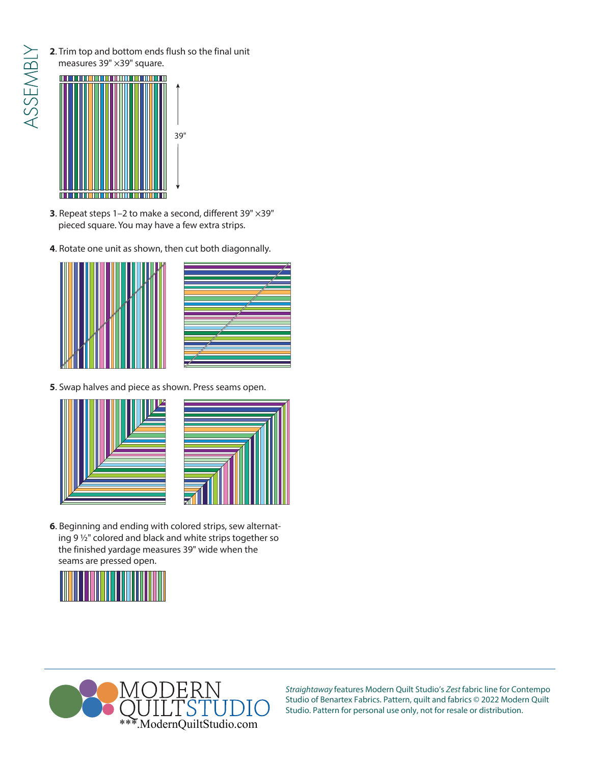# ASSEMBLY

**2**. Trim top and bottom ends flush so the final unit measures 39" ×39" square.

39"

**3**. Repeat steps 1–2 to make a second, different 39" ×39" pieced square. You may have a few extra strips.

**4**. Rotate one unit as shown, then cut both diagonally.

**5**. Swap halves and piece as shown. Press seams open.

**6**. Beginning and ending with colored strips, sew alternating 9 ½" colored and black and white strips together so the finished yardage measures 39" wide when the seams are pressed open.

MODERN QUILTSTUDIO
***.ModernQuiltStudio.com

*Straightaway* features Modern Quilt Studio's *Zest* fabric line for Contempo Studio of Benartex Fabrics. Pattern, quilt and fabrics © 2022 Modern Quilt Studio. Pattern for personal use only, not for resale or distribution.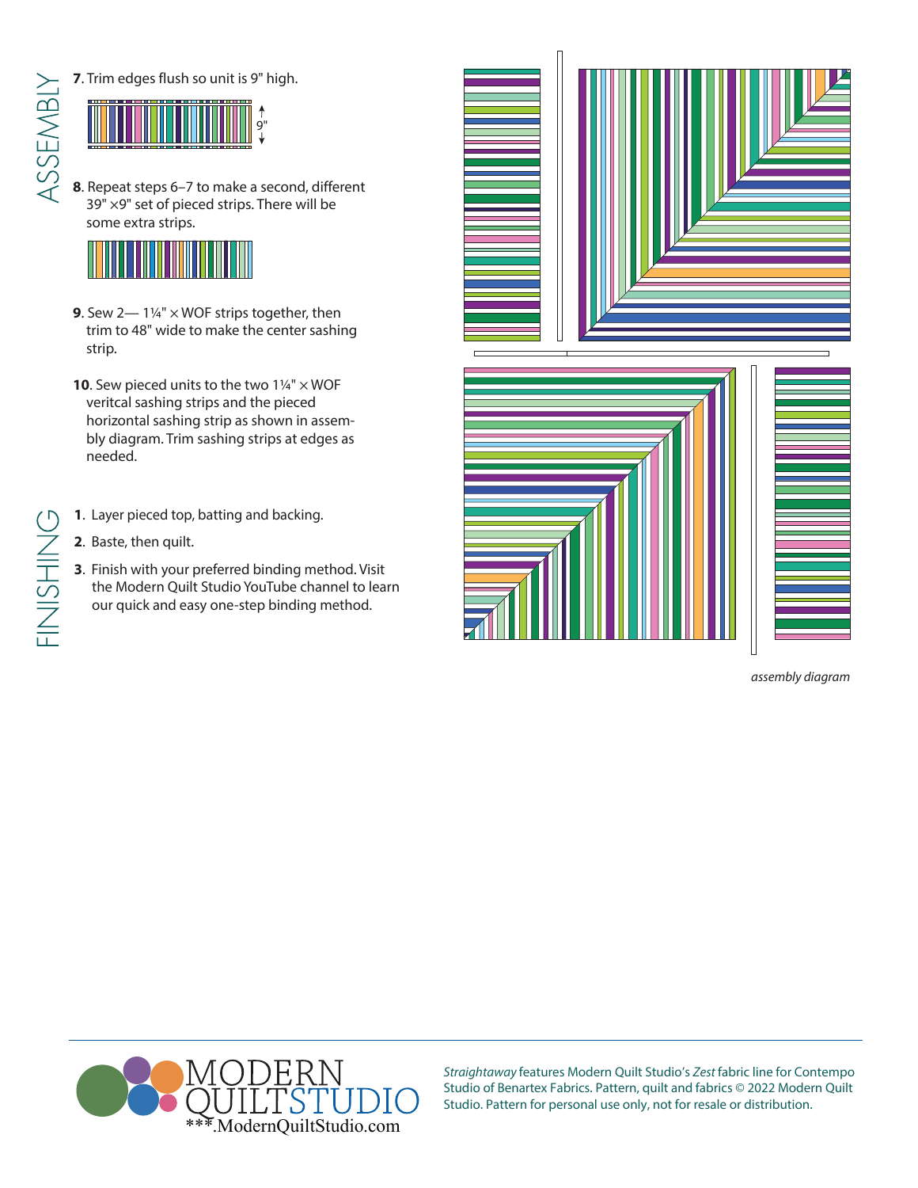## ASSEMBLY

7. Trim edges flush so unit is 9" high.

9"

8. Repeat steps 6–7 to make a second, different 39" ×9" set of pieced strips. There will be some extra strips.

9. Sew 2— 1¼" × WOF strips together, then trim to 48" wide to make the center sashing strip.

10. Sew pieced units to the two 1¼" × WOF veritcal sashing strips and the pieced horizontal sashing strip as shown in assembly diagram. Trim sashing strips at edges as needed.

## FINISHING

1. Layer pieced top, batting and backing.
2. Baste, then quilt.
3. Finish with your preferred binding method. Visit the Modern Quilt Studio YouTube channel to learn our quick and easy one-step binding method.

*assembly diagram*

MODERN QUILTSTUDIO
***.ModernQuiltStudio.com

*Straightaway* features Modern Quilt Studio's *Zest* fabric line for Contempo Studio of Benartex Fabrics. Pattern, quilt and fabrics © 2022 Modern Quilt Studio. Pattern for personal use only, not for resale or distribution.